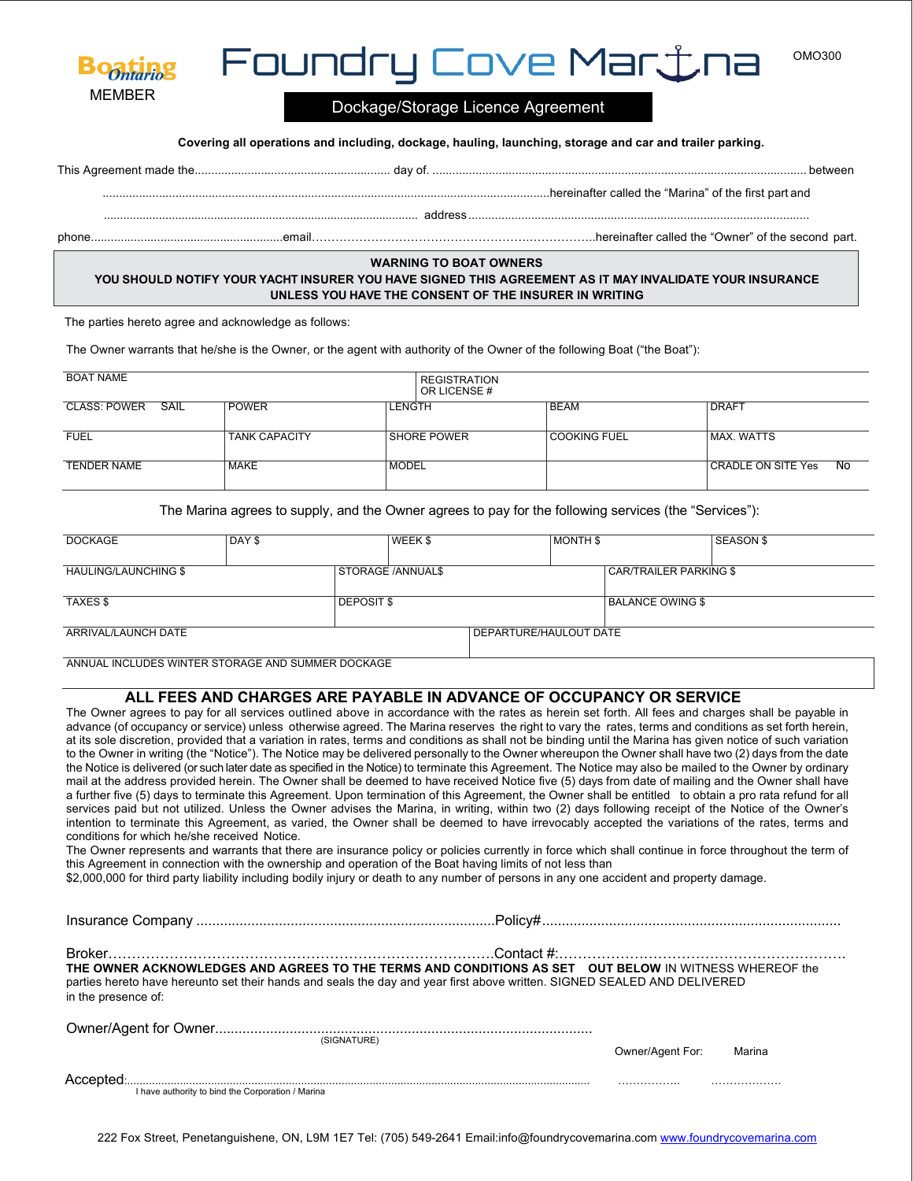Boating Ontario MEMBER

# Foundry Cove Marina

OMO300

## Dockage/Storage Licence Agreement

**Covering all operations and including, dockage, hauling, launching, storage and car and trailer parking.**

This Agreement made the.......................................................... day of. ............................................................................................................... between

.....................................................................................................................................hereinafter called the “Marina” of the first part and

............................................................................................... address .......................................................................................................

phone..........................................................email……………………………………………….……………..hereinafter called the “Owner” of the second part.

**WARNING TO BOAT OWNERS**
**YOU SHOULD NOTIFY YOUR YACHT INSURER YOU HAVE SIGNED THIS AGREEMENT AS IT MAY INVALIDATE YOUR INSURANCE UNLESS YOU HAVE THE CONSENT OF THE INSURER IN WRITING**

The parties hereto agree and acknowledge as follows:

The Owner warrants that he/she is the Owner, or the agent with authority of the Owner of the following Boat (“the Boat”):

| | | | | |
|---|---|---|---|---|
| BOAT NAME | | REGISTRATION OR LICENSE # | | |
| CLASS: POWER SAIL | POWER | LENGTH | BEAM | DRAFT |
| FUEL | TANK CAPACITY | SHORE POWER | COOKING FUEL | MAX. WATTS |
| TENDER NAME | MAKE | MODEL | | CRADLE ON SITE Yes No |

The Marina agrees to supply, and the Owner agrees to pay for the following services (the “Services”):

| | | | | |
|---|---|---|---|---|
| DOCKAGE | DAY $ | WEEK $ | MONTH $ | SEASON $ |
| HAULING/LAUNCHING $ | STORAGE /ANNUAL$ | | CAR/TRAILER PARKING $ | |
| TAXES $ | DEPOSIT $ | | BALANCE OWING $ | |
| ARRIVAL/LAUNCH DATE | | DEPARTURE/HAULOUT DATE | | |
| ANNUAL INCLUDES WINTER STORAGE AND SUMMER DOCKAGE | | | | |

### ALL FEES AND CHARGES ARE PAYABLE IN ADVANCE OF OCCUPANCY OR SERVICE

The Owner agrees to pay for all services outlined above in accordance with the rates as herein set forth. All fees and charges shall be payable in advance (of occupancy or service) unless otherwise agreed. The Marina reserves the right to vary the rates, terms and conditions as set forth herein, at its sole discretion, provided that a variation in rates, terms and conditions as shall not be binding until the Marina has given notice of such variation to the Owner in writing (the “Notice”). The Notice may be delivered personally to the Owner whereupon the Owner shall have two (2) days from the date the Notice is delivered (or such later date as specified in the Notice) to terminate this Agreement. The Notice may also be mailed to the Owner by ordinary mail at the address provided herein. The Owner shall be deemed to have received Notice five (5) days from date of mailing and the Owner shall have a further five (5) days to terminate this Agreement. Upon termination of this Agreement, the Owner shall be entitled to obtain a pro rata refund for all services paid but not utilized. Unless the Owner advises the Marina, in writing, within two (2) days following receipt of the Notice of the Owner’s intention to terminate this Agreement, as varied, the Owner shall be deemed to have irrevocably accepted the variations of the rates, terms and conditions for which he/she received Notice.
The Owner represents and warrants that there are insurance policy or policies currently in force which shall continue in force throughout the term of this Agreement in connection with the ownership and operation of the Boat having limits of not less than
$2,000,000 for third party liability including bodily injury or death to any number of persons in any one accident and property damage.

Insurance Company ............................................................................Policy#............................................................................

Broker…………………………………………………………………………Contact #:……………………………………………………….

**THE OWNER ACKNOWLEDGES AND AGREES TO THE TERMS AND CONDITIONS AS SET OUT BELOW** IN WITNESS WHEREOF the parties hereto have hereunto set their hands and seals the day and year first above written. SIGNED SEALED AND DELIVERED in the presence of:

Owner/Agent for Owner...............................................................................................
(SIGNATURE)

Owner/Agent For: Marina

Accepted:................................................................................................................................................ ……………. ………………
I have authority to bind the Corporation / Marina

222 Fox Street, Penetanguishene, ON, L9M 1E7 Tel: (705) 549-2641 Email:info@foundrycovemarina.com www.foundrycovemarina.com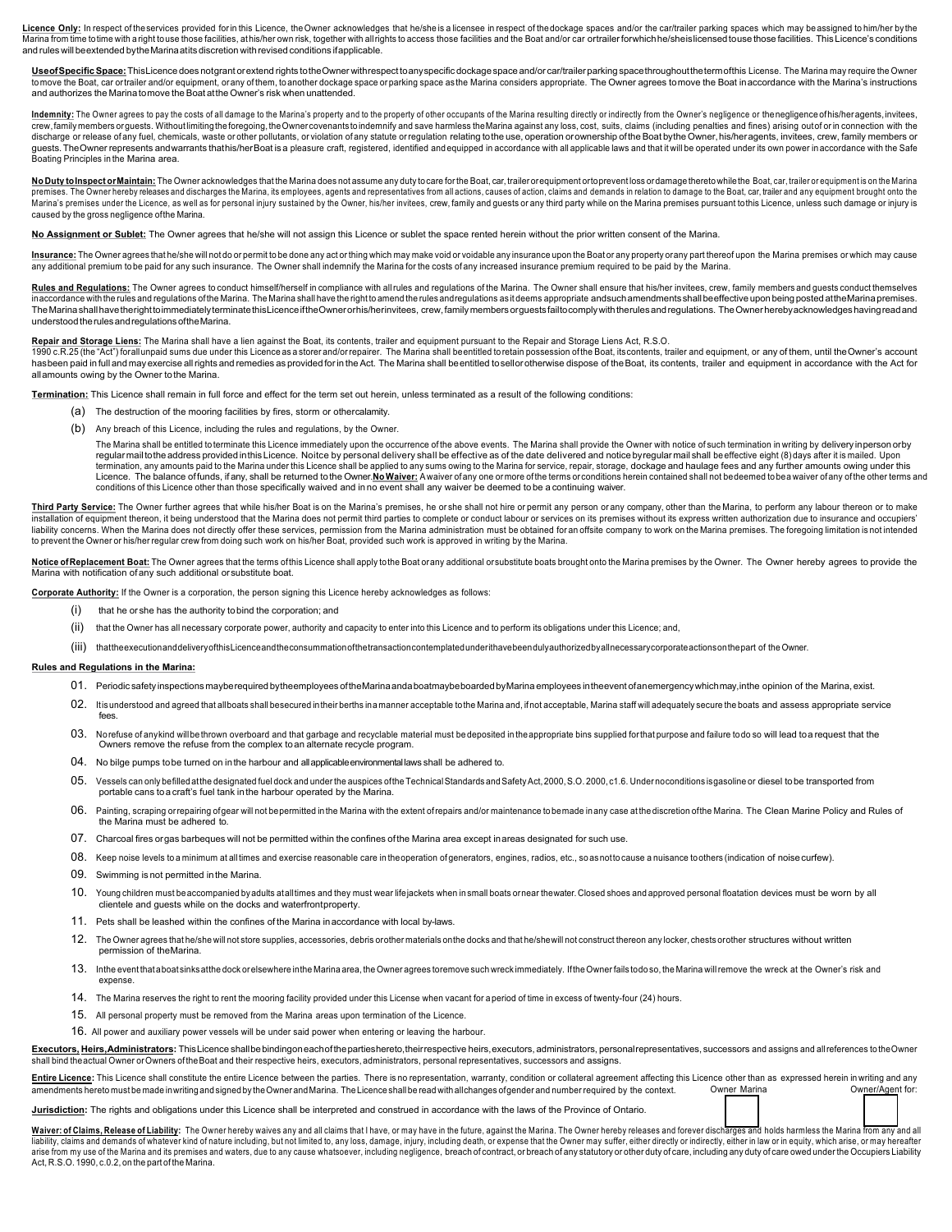**Licence Only:** In respect of the services provided for in this Licence, the Owner acknowledges that he/she is a licensee in respect of the dockage spaces and/or the car/trailer parking spaces which may be assigned to him/her by the Marina from time to time with a right to use those facilities, at his/her own risk, together with all rights to access those facilities and the Boat and/or car or trailer for which he/she is licensed to use those facilities. This Licence's conditions and rules will be extended by the Marina at its discretion with revised conditions if applicable.

**Use of Specific Space:** This Licence does not grant or extend rights to the Owner with respect to any specific dockage space and/or car/trailer parking space throughout the term of this License. The Marina may require the Owner to move the Boat, car or trailer and/or equipment, or any of them, to another dockage space or parking space as the Marina considers appropriate. The Owner agrees to move the Boat in accordance with the Marina's instructions and authorizes the Marina to move the Boat at the Owner's risk when unattended.

**Indemnity:** The Owner agrees to pay the costs of all damage to the Marina's property and to the property of other occupants of the Marina resulting directly or indirectly from the Owner's negligence or the negligence of his/her agents, invitees, crew, family members or guests. Without limiting the foregoing, the Owner covenants to indemnify and save harmless the Marina against any loss, cost, suits, claims (including penalties and fines) arising out of or in connection with the discharge or release of any fuel, chemicals, waste or other pollutants, or violation of any statute or regulation relating to the use, operation or ownership of the Boat by the Owner, his/her agents, invitees, crew, family members or guests. The Owner represents and warrants that his/her Boat is a pleasure craft, registered, identified and equipped in accordance with all applicable laws and that it will be operated under its own power in accordance with the Safe Boating Principles in the Marina area.

**No Duty to Inspect or Maintain:** The Owner acknowledges that the Marina does not assume any duty to care for the Boat, car, trailer or equipment or to prevent loss or damage thereto while the Boat, car, trailer or equipment is on the Marina premises. The Owner hereby releases and discharges the Marina, its employees, agents and representatives from all actions, causes of action, claims and demands in relation to damage to the Boat, car, trailer and any equipment brought onto the Marina's premises under the Licence, as well as for personal injury sustained by the Owner, his/her invitees, crew, family and guests or any third party while on the Marina premises pursuant to this Licence, unless such damage or injury is caused by the gross negligence of the Marina.

**No Assignment or Sublet:** The Owner agrees that he/she will not assign this Licence or sublet the space rented herein without the prior written consent of the Marina.

**Insurance:** The Owner agrees that he/she will not do or permit to be done any act or thing which may make void or voidable any insurance upon the Boat or any property or any part thereof upon the Marina premises or which may cause any additional premium to be paid for any such insurance. The Owner shall indemnify the Marina for the costs of any increased insurance premium required to be paid by the Marina.

**Rules and Regulations:** The Owner agrees to conduct himself/herself in compliance with all rules and regulations of the Marina. The Owner shall ensure that his/her invitees, crew, family members and guests conduct themselves in accordance with the rules and regulations of the Marina. The Marina shall have the right to amend the rules and regulations as it deems appropriate and such amendments shall be effective upon being posted at the Marina premises. The Marina shall have the right to immediately terminate this Licence if the Owner or his/her invitees, crew, family members or guests fail to comply with the rules and regulations. The Owner hereby acknowledges having read and understood the rules and regulations of the Marina.

**Repair and Storage Liens:** The Marina shall have a lien against the Boat, its contents, trailer and equipment pursuant to the Repair and Storage Liens Act, R.S.O. 1990 c.R.25 (the "Act") for all unpaid sums due under this Licence as a storer and/or repairer. The Marina shall be entitled to retain possession of the Boat, its contents, trailer and equipment, or any of them, until the Owner's account has been paid in full and may exercise all rights and remedies as provided for in the Act. The Marina shall be entitled to sell or otherwise dispose of the Boat, its contents, trailer and equipment in accordance with the Act for all amounts owing by the Owner to the Marina.

**Termination:** This Licence shall remain in full force and effect for the term set out herein, unless terminated as a result of the following conditions:

(a) The destruction of the mooring facilities by fires, storm or other calamity.

(b) Any breach of this Licence, including the rules and regulations, by the Owner.

The Marina shall be entitled to terminate this Licence immediately upon the occurrence of the above events. The Marina shall provide the Owner with notice of such termination in writing by delivery in person or by regular mail to the address provided in this Licence. Noitce by personal delivery shall be effective as of the date delivered and notice by regular mail shall be effective eight (8) days after it is mailed. Upon termination, any amounts paid to the Marina under this Licence shall be applied to any sums owing to the Marina for service, repair, storage, dockage and haulage fees and any further amounts owing under this Licence. The balance of funds, if any, shall be returned to the Owner. **No Waiver:** A waiver of any one or more of the terms or conditions herein contained shall not be deemed to be a waiver of any of the other terms and conditions of this Licence other than those specifically waived and in no event shall any waiver be deemed to be a continuing waiver.

**Third Party Service:** The Owner further agrees that while his/her Boat is on the Marina's premises, he or she shall not hire or permit any person or any company, other than the Marina, to perform any labour thereon or to make installation of equipment thereon, it being understood that the Marina does not permit third parties to complete or conduct labour or services on its premises without its express written authorization due to insurance and occupiers' liability concerns. When the Marina does not directly offer these services, permission from the Marina administration must be obtained for an offsite company to work on the Marina premises. The foregoing limitation is not intended to prevent the Owner or his/her regular crew from doing such work on his/her Boat, provided such work is approved in writing by the Marina.

**Notice of Replacement Boat:** The Owner agrees that the terms of this Licence shall apply to the Boat or any additional or substitute boats brought onto the Marina premises by the Owner. The Owner hereby agrees to provide the Marina with notification of any such additional or substitute boat.

**Corporate Authority:** If the Owner is a corporation, the person signing this Licence hereby acknowledges as follows:

(i) that he or she has the authority to bind the corporation; and

(ii) that the Owner has all necessary corporate power, authority and capacity to enter into this Licence and to perform its obligations under this Licence; and,

(iii) that the execution and delivery of this Licence and the consummation of the transaction contemplated under it have been duly authorized by all necessary corporate actions on the part of the Owner.

**Rules and Regulations in the Marina:**

01. Periodic safety inspections may be required by the employees of the Marina and a boat may be boarded by Marina employees in the event of an emergency which may, in the opinion of the Marina, exist.
02. It is understood and agreed that all boats shall be secured in their berths in a manner acceptable to the Marina and, if not acceptable, Marina staff will adequately secure the boats and assess appropriate service fees.
03. No refuse of any kind will be thrown overboard and that garbage and recyclable material must be deposited in the appropriate bins supplied for that purpose and failure to do so will lead to a request that the Owners remove the refuse from the complex to an alternate recycle program.
04. No bilge pumps to be turned on in the harbour and all applicable environmental laws shall be adhered to.
05. Vessels can only be filled at the designated fuel dock and under the auspices of the Technical Standards and Safety Act, 2000, S.O. 2000, c1.6. Under no conditions is gasoline or diesel to be transported from portable cans to a craft's fuel tank in the harbour operated by the Marina.
06. Painting, scraping or repairing of gear will not be permitted in the Marina with the extent of repairs and/or maintenance to be made in any case at the discretion of the Marina. The Clean Marine Policy and Rules of the Marina must be adhered to.
07. Charcoal fires or gas barbeques will not be permitted within the confines of the Marina area except in areas designated for such use.
08. Keep noise levels to a minimum at all times and exercise reasonable care in the operation of generators, engines, radios, etc., so as not to cause a nuisance to others (indication of noise curfew).
09. Swimming is not permitted in the Marina.
10. Young children must be accompanied by adults at all times and they must wear lifejackets when in small boats or near the water. Closed shoes and approved personal floatation devices must be worn by all clientele and guests while on the docks and waterfront property.
11. Pets shall be leashed within the confines of the Marina in accordance with local by-laws.
12. The Owner agrees that he/she will not store supplies, accessories, debris or other materials on the docks and that he/she will not construct thereon any locker, chests or other structures without written permission of the Marina.
13. In the event that a boat sinks at the dock or elsewhere in the Marina area, the Owner agrees to remove such wreck immediately. If the Owner fails to do so, the Marina will remove the wreck at the Owner's risk and expense.
14. The Marina reserves the right to rent the mooring facility provided under this License when vacant for a period of time in excess of twenty-four (24) hours.
15. All personal property must be removed from the Marina areas upon termination of the Licence.
16. All power and auxiliary power vessels will be under said power when entering or leaving the harbour.

**Executors, Heirs, Administrators:** This Licence shall be binding on each of the parties hereto, their respective heirs, executors, administrators, personal representatives, successors and assigns and all references to the Owner shall bind the actual Owner or Owners of the Boat and their respective heirs, executors, administrators, personal representatives, successors and assigns.

**Entire Licence:** This Licence shall constitute the entire Licence between the parties. There is no representation, warranty, condition or collateral agreement affecting this Licence other than as expressed herein in writing and any amendments hereto must be made in writing and signed by the Owner and Marina. The Licence shall be read with all changes of gender and number required by the context.

Owner Marina

Owner/Agent for:

**Jurisdiction:** The rights and obligations under this Licence shall be interpreted and construed in accordance with the laws of the Province of Ontario.

**Waiver: of Claims, Release of Liability:** The Owner hereby waives any and all claims that I have, or may have in the future, against the Marina. The Owner hereby releases and forever discharges and holds harmless the Marina from any and all liability, claims and demands of whatever kind of nature including, but not limited to, any loss, damage, injury, including death, or expense that the Owner may suffer, either directly or indirectly, either in law or in equity, which arise, or may hereafter arise from my use of the Marina and its premises and waters, due to any cause whatsoever, including negligence, breach of contract, or breach of any statutory or other duty of care, including any duty of care owed under the Occupiers Liability Act, R.S.O. 1990, c.0.2, on the part of the Marina.